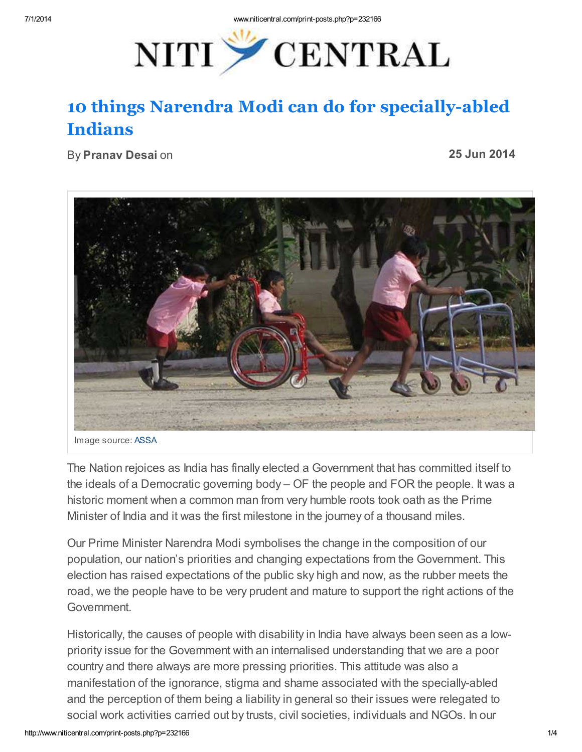# 10 things Narendra Modi can do for specially-abled Indians

By **Pranav Desai** on **25 Jun 2014**

Image source: ASSA

The Nation rejoices as India has finally elected a Government that has committed itself to the ideals of a Democratic governing body – OF the people and FOR the people. It was a historic moment when a common man from very humble roots took oath as the Prime Minister of India and it was the first milestone in the journey of a thousand miles.

Our Prime Minister Narendra Modi symbolises the change in the composition of our population, our nation's priorities and changing expectations from the Government. This election has raised expectations of the public sky high and now, as the rubber meets the road, we the people have to be very prudent and mature to support the right actions of the Government.

Historically, the causes of people with disability in India have always been seen as a low-priority issue for the Government with an internalised understanding that we are a poor country and there always are more pressing priorities. This attitude was also a manifestation of the ignorance, stigma and shame associated with the specially-abled and the perception of them being a liability in general so their issues were relegated to social work activities carried out by trusts, civil societies, individuals and NGOs. In our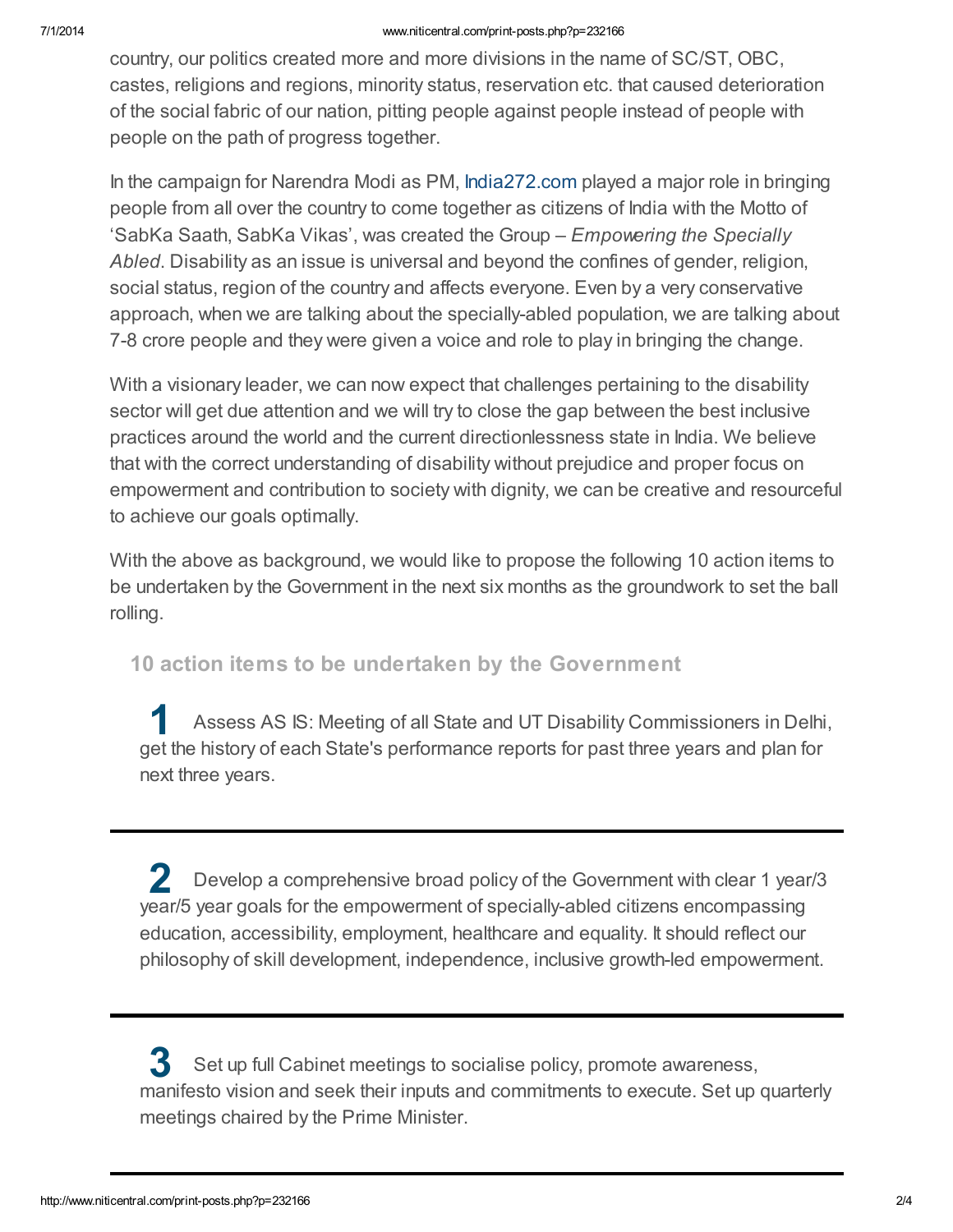country, our politics created more and more divisions in the name of SC/ST, OBC, castes, religions and regions, minority status, reservation etc. that caused deterioration of the social fabric of our nation, pitting people against people instead of people with people on the path of progress together.

In the campaign for Narendra Modi as PM, India272.com played a major role in bringing people from all over the country to come together as citizens of India with the Motto of 'SabKa Saath, SabKa Vikas', was created the Group – *Empowering the Specially Abled*. Disability as an issue is universal and beyond the confines of gender, religion, social status, region of the country and affects everyone. Even by a very conservative approach, when we are talking about the specially-abled population, we are talking about 7-8 crore people and they were given a voice and role to play in bringing the change.

With a visionary leader, we can now expect that challenges pertaining to the disability sector will get due attention and we will try to close the gap between the best inclusive practices around the world and the current directionlessness state in India. We believe that with the correct understanding of disability without prejudice and proper focus on empowerment and contribution to society with dignity, we can be creative and resourceful to achieve our goals optimally.

With the above as background, we would like to propose the following 10 action items to be undertaken by the Government in the next six months as the groundwork to set the ball rolling.

### 10 action items to be undertaken by the Government

**1** Assess AS IS: Meeting of all State and UT Disability Commissioners in Delhi, get the history of each State's performance reports for past three years and plan for next three years.

---

**2** Develop a comprehensive broad policy of the Government with clear 1 year/3 year/5 year goals for the empowerment of specially-abled citizens encompassing education, accessibility, employment, healthcare and equality. It should reflect our philosophy of skill development, independence, inclusive growth-led empowerment.

---

**3** Set up full Cabinet meetings to socialise policy, promote awareness, manifesto vision and seek their inputs and commitments to execute. Set up quarterly meetings chaired by the Prime Minister.

---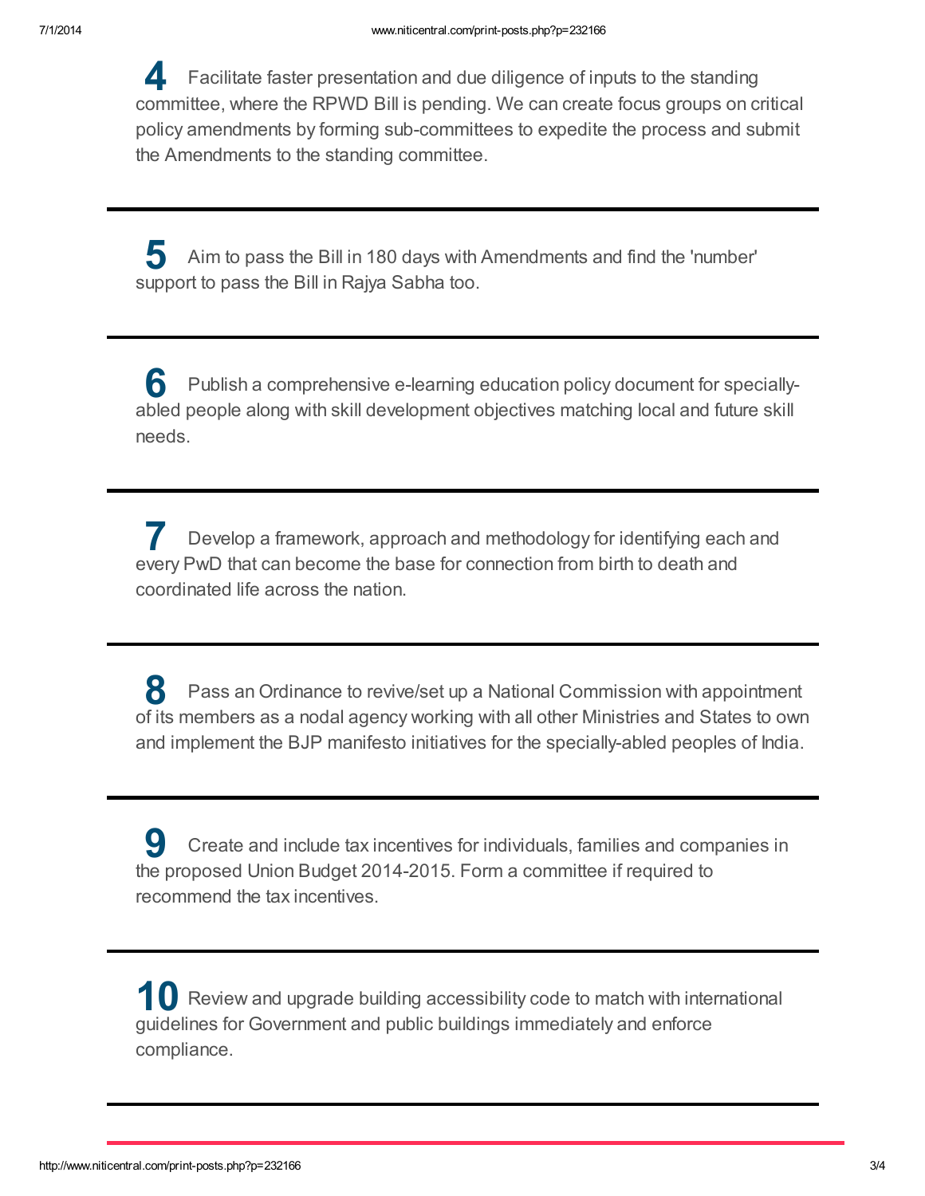**4** Facilitate faster presentation and due diligence of inputs to the standing committee, where the RPWD Bill is pending. We can create focus groups on critical policy amendments by forming sub-committees to expedite the process and submit the Amendments to the standing committee.

---

**5** Aim to pass the Bill in 180 days with Amendments and find the 'number' support to pass the Bill in Rajya Sabha too.

---

**6** Publish a comprehensive e-learning education policy document for specially-abled people along with skill development objectives matching local and future skill needs.

---

**7** Develop a framework, approach and methodology for identifying each and every PwD that can become the base for connection from birth to death and coordinated life across the nation.

---

**8** Pass an Ordinance to revive/set up a National Commission with appointment of its members as a nodal agency working with all other Ministries and States to own and implement the BJP manifesto initiatives for the specially-abled peoples of India.

---

**9** Create and include tax incentives for individuals, families and companies in the proposed Union Budget 2014-2015. Form a committee if required to recommend the tax incentives.

---

**10** Review and upgrade building accessibility code to match with international guidelines for Government and public buildings immediately and enforce compliance.

---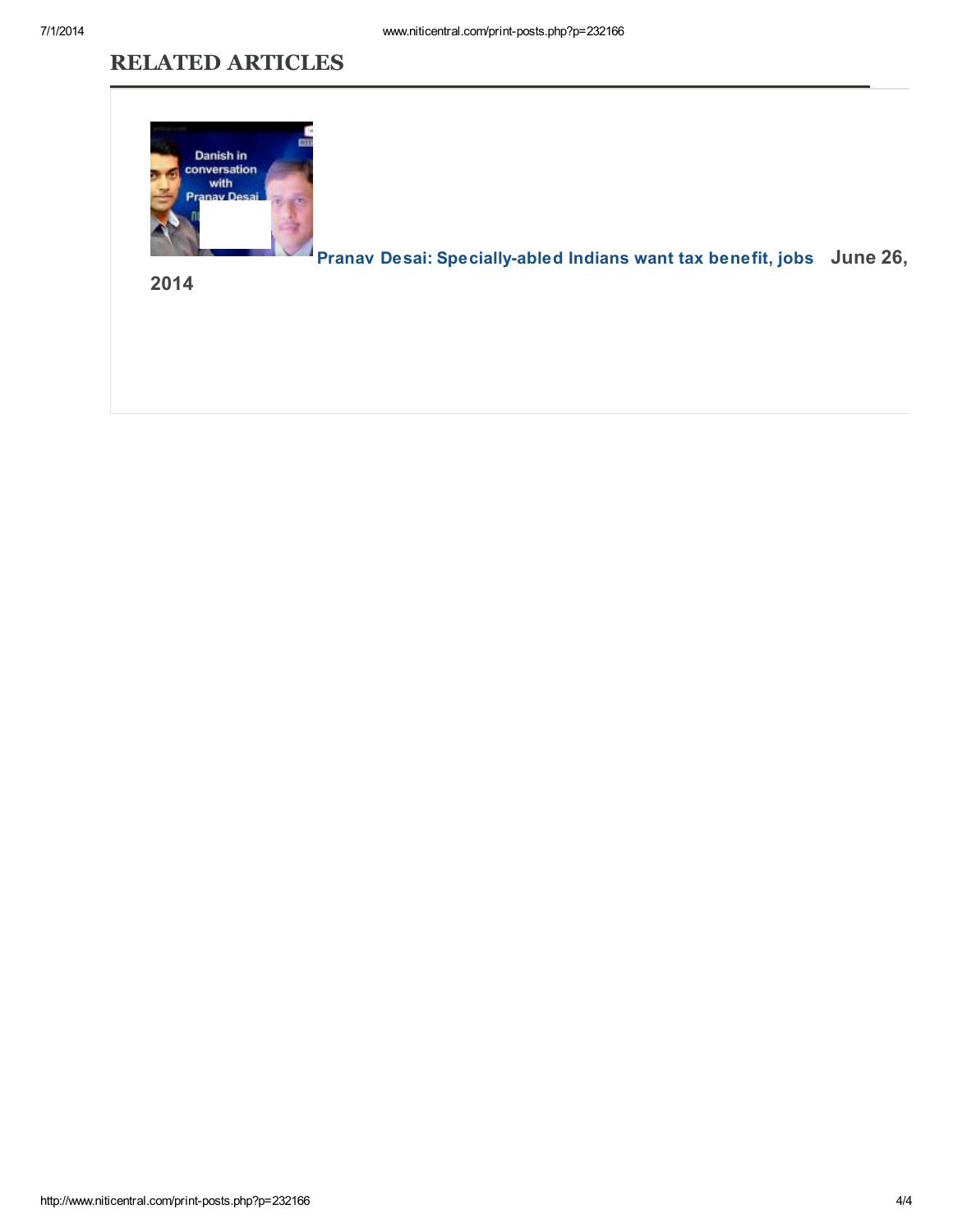## RELATED ARTICLES

Pranav Desai: Specially-abled Indians want tax benefit, jobs **June 26, 2014**